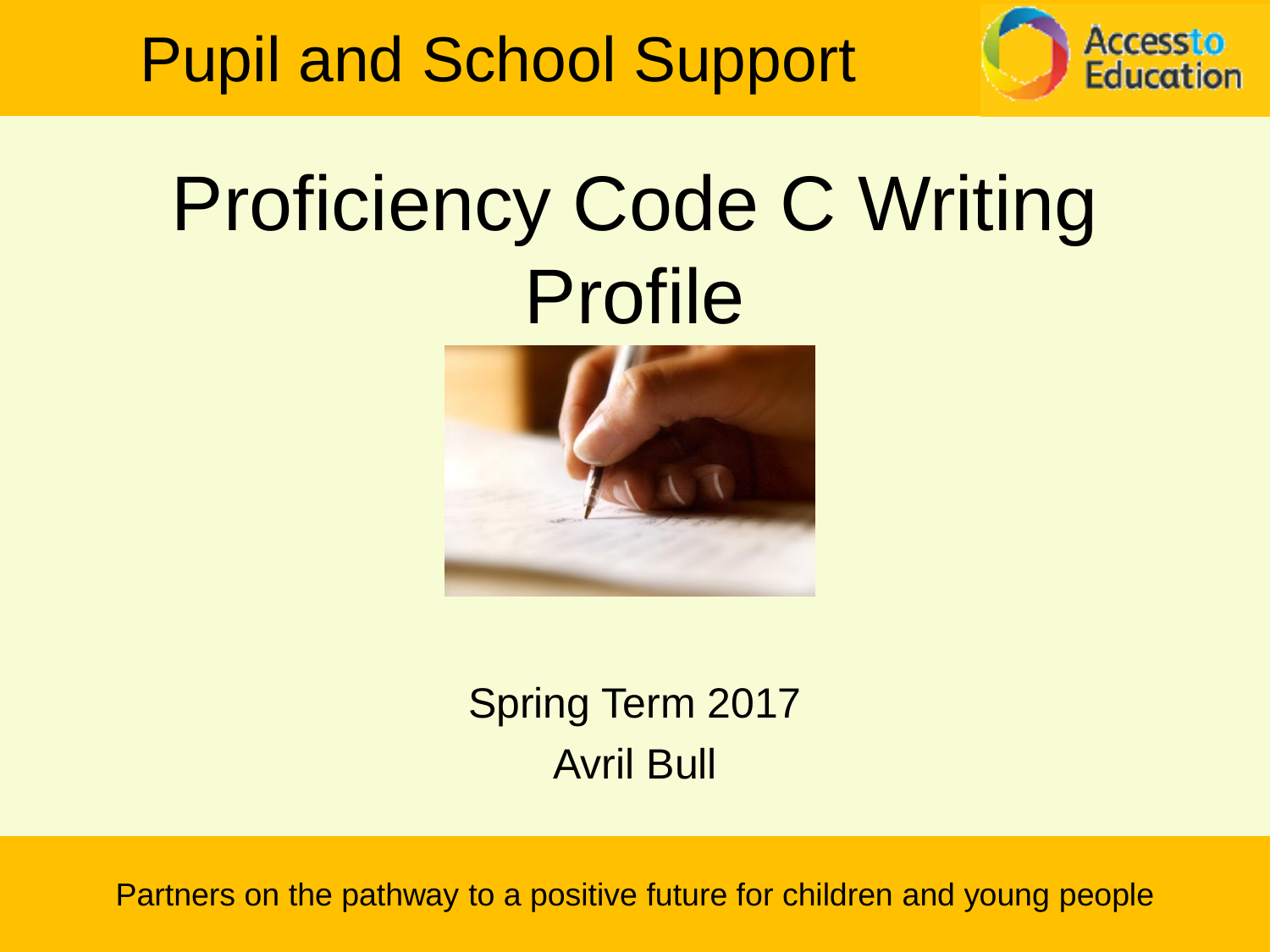Pupil and School Support

Access to Education

# Proficiency Code C Writing Profile

Spring Term 2017

Avril Bull

Partners on the pathway to a positive future for children and young people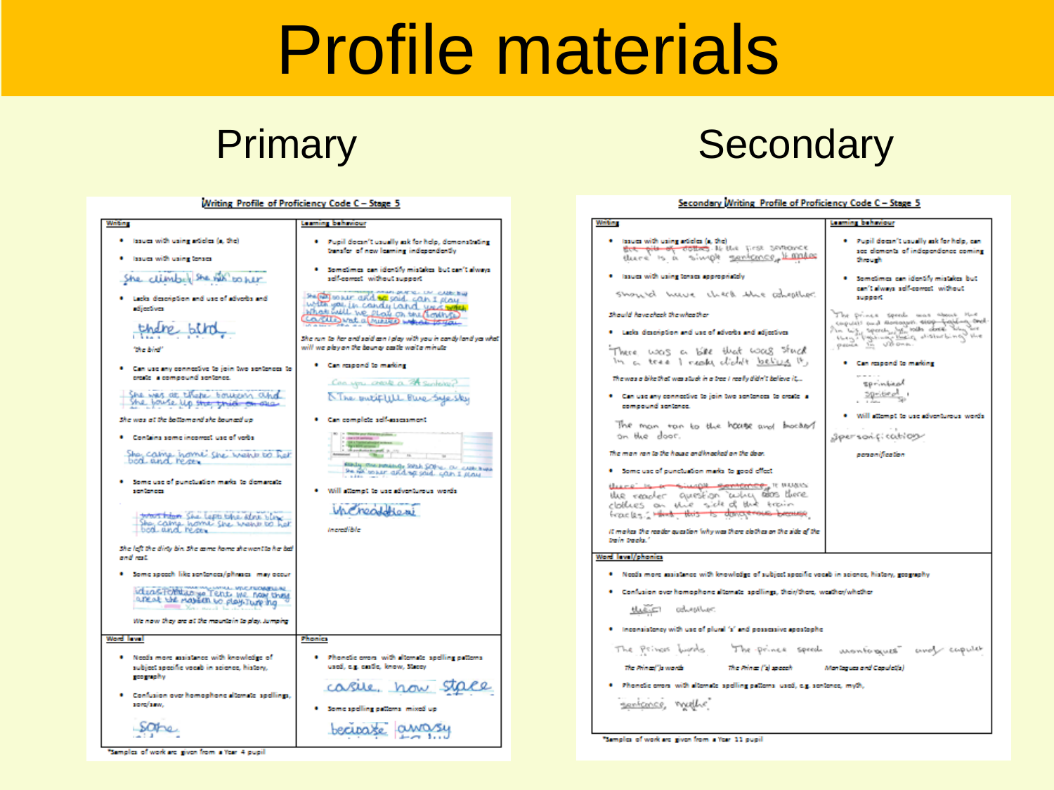# Profile materials

## Primary

### Writing Profile of Proficiency Code C – Stage 5

**Writing**

- Issues with using articles (a, the)
- Issues with using tenses

She climbed She hit to her

- Lacks description and use of adverbs and adjectives

*'the bird'*

- Can use any connective to join two sentences to create a compound sentence.

*She was at the bottom and she bounced up*

- Contains some incorrect use of verbs

*She came home she went to her bed and rest*

- Some use of punctuation marks to demarcate sentences

*She left the dirty bin. She came home she went to her bed and rest.*

- Some speech like sentences/phrases may occur

*We now they are at the mountain to play. Jumping*

**Learning behaviour**

- Pupil doesn't usually ask for help, demonstrating transfer of new learning independently
- Sometimes can identify mistakes but can't always self-correct without support

*She run to her and said can i play with you in candy land ya what will we play on the bouncy castle wait a minute*

- Can respond to marking
- Can complete self-assessment
- Will attempt to use adventurous words

*incredible*

**Word level**

- Needs more assistance with knowledge of subject specific vocab in science, history, geography
- Confusion over homophones alternate spellings, saw/sore

**Phonics**

- Phonetic errors with alternate spelling patterns used, e.g. castle, know, Stacey
- Some spelling patterns mixed up

*Samples of work are given from a Year 4 pupil

## Secondary

### Secondary Writing Profile of Proficiency Code C – Stage 5

**Writing**

- Issues with using articles (a, the)
- Issues with using tenses appropriately

*Should have check the whether*

- Lacks description and use of adverbs and adjectives

*There was a bike that was stuck in a tree i really didn't believe it...*

- Can use any connective to join two sentences to create a compound sentence.

*The man ran to the house and knocked on the door.*

- Some use of punctuation marks to good effect

*It makes the reader question 'why was there clothes on the side of the train tracks.'*

**Learning behaviour**

- Pupil doesn't usually ask for help, can see elements of independence coming through
- Sometimes can identify mistakes but can't always self-correct without support
- Can respond to marking
- Will attempt to use adventurous words

*personification*

**Word level/phonics**

- Needs more assistance with knowledge of subject specific vocab in science, history, geography
- Confusion over homophones alternate spellings, their/there, weather/whether
- Inconsistency with use of plural 's' and possessive apostrophe

*The Prince('s) words* | *The Prince ('s) speech* | *Montagues and Capulet(s)*

- Phonetic errors with alternate spelling patterns used, e.g. sentence, myth,

*Samples of work are given from a Year 11 pupil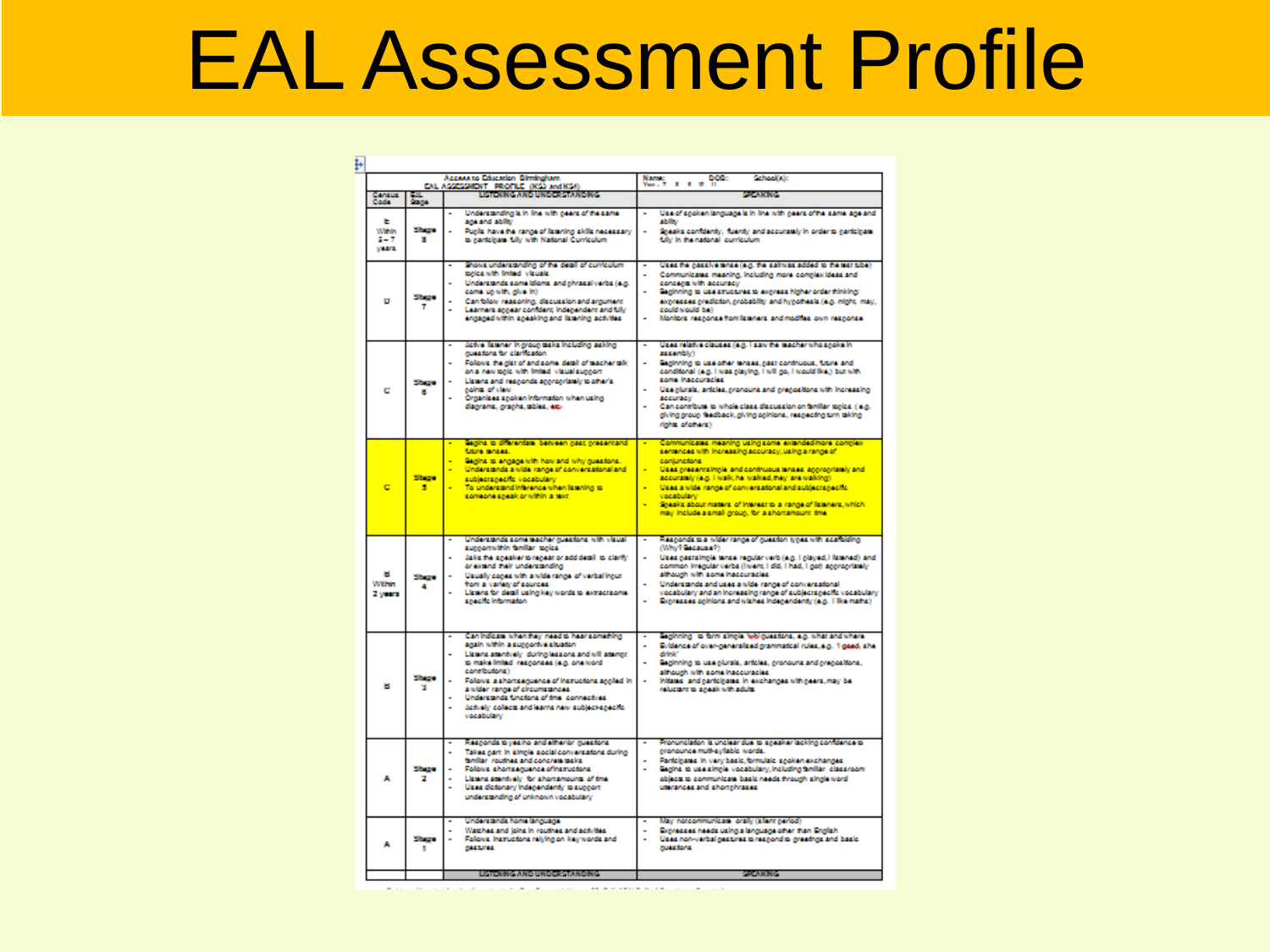# EAL Assessment Profile

Access to Education Birmingham
EAL ASSESSMENT PROFILE (KS3 and KS4)

Name: DOB: School(s):
Year : 7 8 9 10 11

| Census Code | EAL Stage | LISTENING AND UNDERSTANDING | SPEAKING |
|---|---|---|---|
| E Within 5 – 7 years | Stage 8 | - Understanding is in line with peers of the same age and ability<br>- Pupils have the range of listening skills necessary to participate fully with National Curriculum | - Use of spoken language is in line with peers of the same age and ability<br>- Speaks confidently, fluently and accurately in order to participate fully in the national curriculum |
| D | Stage 7 | - Shows understanding of the detail of curriculum topics with limited visuals<br>- Understands some idioms and phrasal verbs (e.g. come up with, give in)<br>- Can follow reasoning, discussion and argument<br>- Learners appear confident, independent and fully engaged within speaking and listening activities | - Uses the passive tense (e.g. the salt was added to the test tube)<br>- Communicates meaning, including more complex ideas and concepts with accuracy<br>- Beginning to use structures to express higher order thinking: expresses prediction, probability and hypothesis (e.g. might, may, could would be)<br>- Monitors response from listeners and modifies own response |
| C | Stage 6 | - Active listener in group tasks including asking questions for clarification<br>- Follows the gist of and some detail of teacher talk on a new topic with limited visual support<br>- Listens and responds appropriately to other's points of view<br>- Organises spoken information when using diagrams, graphs, tables, etc. | - Uses relative clauses (e.g. I saw the teacher who spoke in assembly)<br>- Beginning to use other tenses, past continuous, future and conditional (e.g. I was playing, I will go, I would like,) but with some inaccuracies<br>- Use plurals, articles, pronouns and prepositions with increasing accuracy<br>- Can contribute to whole class discussion on familiar topics (e.g. giving group feedback, giving opinions, respecting turn taking rights of others) |
| C | Stage 5 | - Begins to differentiate between past, present and future tenses.<br>- Begins to engage with how and why questions.<br>- Understands a wide range of conversational and subject-specific vocabulary<br>- To understand inference when listening to someone speak or within a text | - Communicates meaning using some extended/more complex sentences with increasing accuracy, using a range of conjunctions<br>- Uses present simple and continuous tenses appropriately and accurately (e.g. I walk, he walked, they are walking)<br>- Uses a wide range of conversational and subject-specific vocabulary<br>- Speaks about matters of interest to a range of listeners, which may include a small group, for a short amount time |
| B Within 2 years | Stage 4 | - Understands some teacher questions with visual support within familiar topics<br>- Asks the speaker to repeat or add detail to clarify or extend their understanding<br>- Usually copes with a wide range of verbal input from a variety of sources<br>- Listens for detail using key words to extract some specific information | - Responds to a wider range of question types with scaffolding (Why? Because?)<br>- Uses past simple tense regular verb (e.g. I played, I listened) and common irregular verbs (I went, I did, I had, I got) appropriately although with some inaccuracies<br>- Understands and uses a wide range of conversational vocabulary and an increasing range of subject-specific vocabulary<br>- Expresses opinions and wishes independently (e.g. I like maths) |
| B | Stage 3 | - Can indicate when they need to hear something again within a supportive situation<br>- Listens attentively during lessons and will attempt to make limited responses (e.g. one word contributions)<br>- Follows a short sequence of instructions applied in a wider range of circumstances<br>- Understands functions of time connectives<br>- Actively collects and learns new subject-specific vocabulary | - Beginning to form simple wh/questions, e.g. what and where<br>- Evidence of over-generalised grammatical rules, e.g. 'I goed, she drink'<br>- Beginning to use plurals, articles, pronouns and prepositions, although with some inaccuracies<br>- Initiates and participates in exchanges with peers, may be reluctant to speak with adults |
| A | Stage 2 | - Responds to yes/no and either/or questions<br>- Takes part in simple social conversations during familiar routines and concrete tasks<br>- Follows a short sequence of instructions<br>- Listens attentively for short amounts of time<br>- Uses dictionary independently to support understanding of unknown vocabulary | - Pronunciation is unclear due to speaker lacking confidence to pronounce multi-syllabic words.<br>- Participates in very basic, formulaic spoken exchanges<br>- Begins to use single vocabulary, including familiar classroom objects to communicate basic needs through single word utterances and short phrases |
| A | Stage 1 | - Understands home language<br>- Watches and joins in routines and activities<br>- Follows instructions relying on key words and gestures | - May not communicate orally (silent period)<br>- Expresses needs using a language other than English<br>- Uses non-verbal gestures to respond to greetings and basic questions |
| | | LISTENING AND UNDERSTANDING | SPEAKING |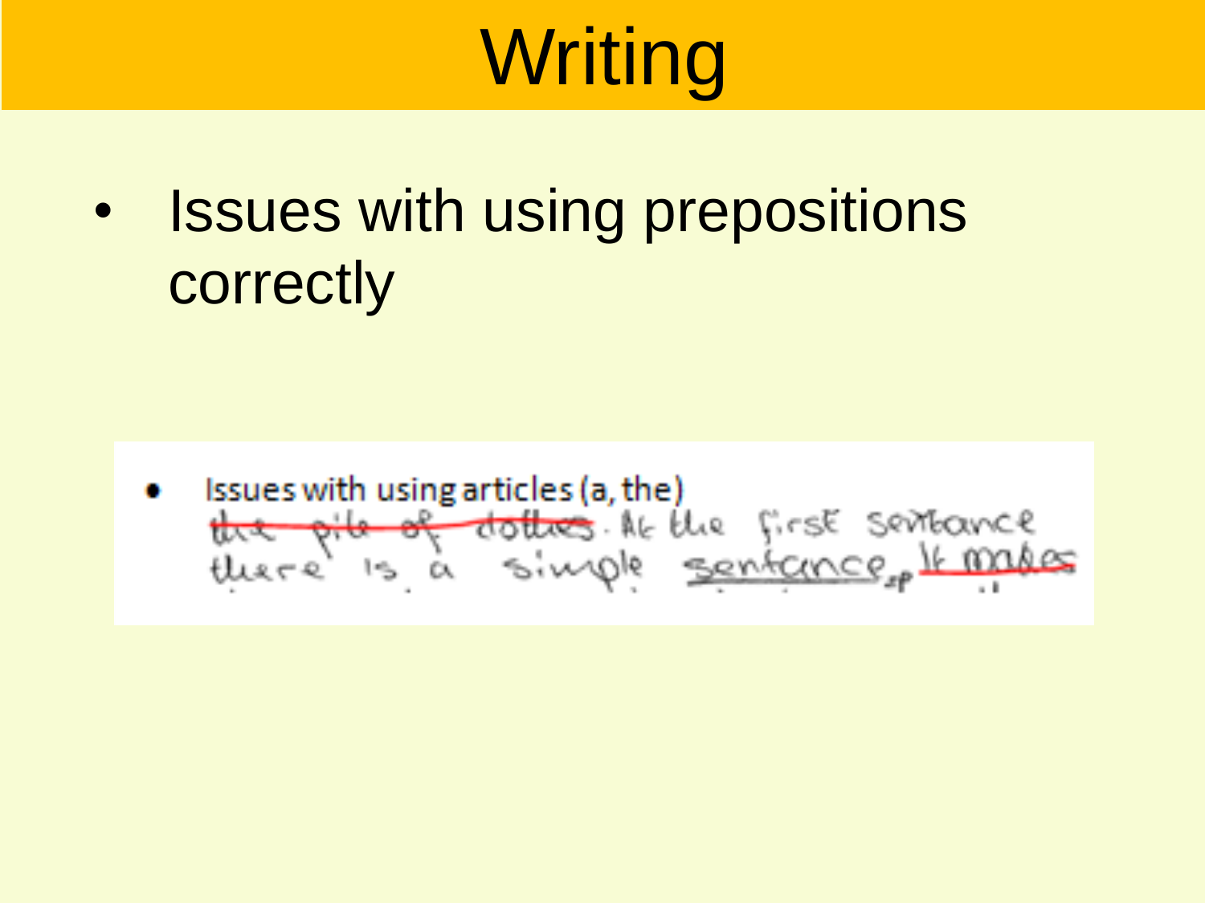# Writing

- Issues with using prepositions correctly

- Issues with using articles (a, the)

~~the pile of clothes~~. At the first sentance there is a simple sentance, ~~It makes~~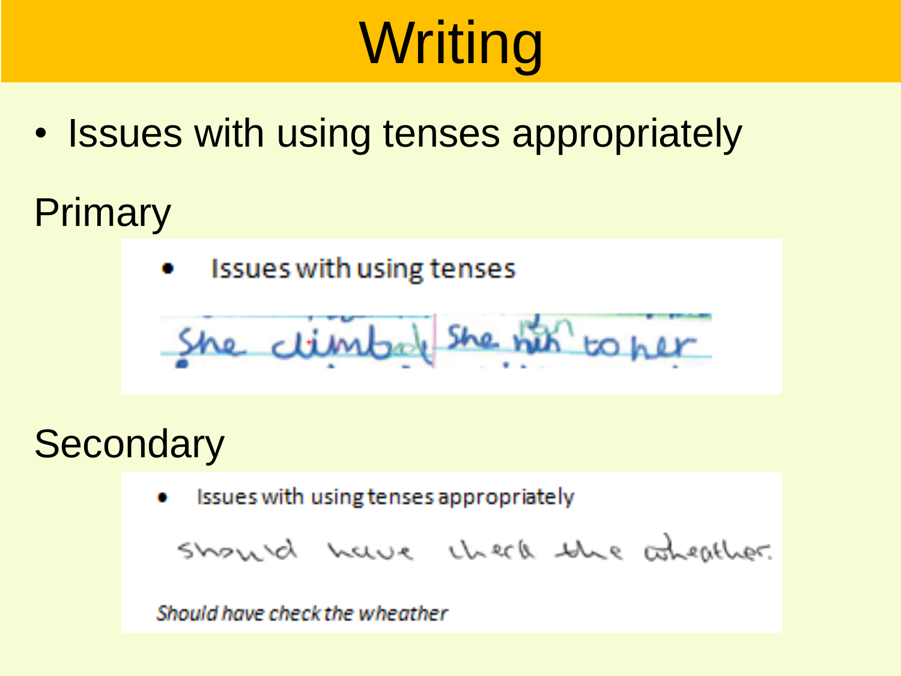# Writing

- Issues with using tenses appropriately

## Primary

- Issues with using tenses

She climbed She run to her

## Secondary

- Issues with using tenses appropriately

should have check the wheather

*Should have check the wheather*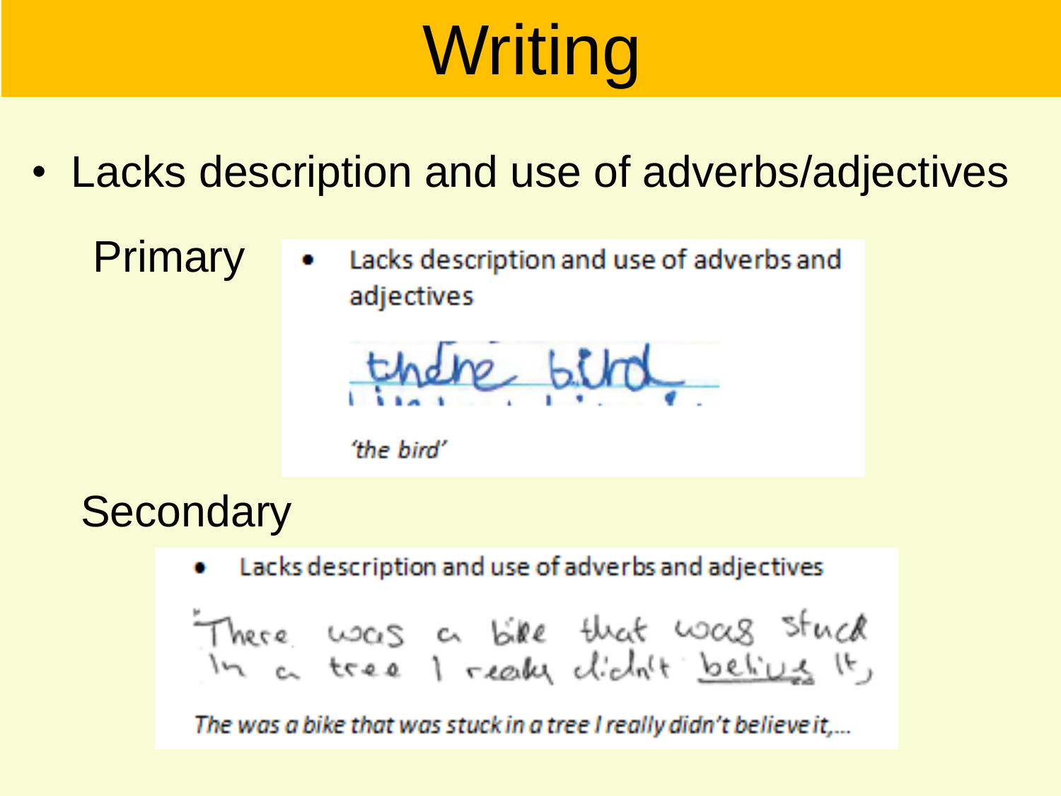# Writing

- Lacks description and use of adverbs/adjectives

Primary

- Lacks description and use of adverbs and adjectives

thdre bird

*'the bird'*

Secondary

- Lacks description and use of adverbs and adjectives

There was a bike that was stuck in a tree I realy didn't belive it,

*The was a bike that was stuck in a tree I really didn't believe it,...*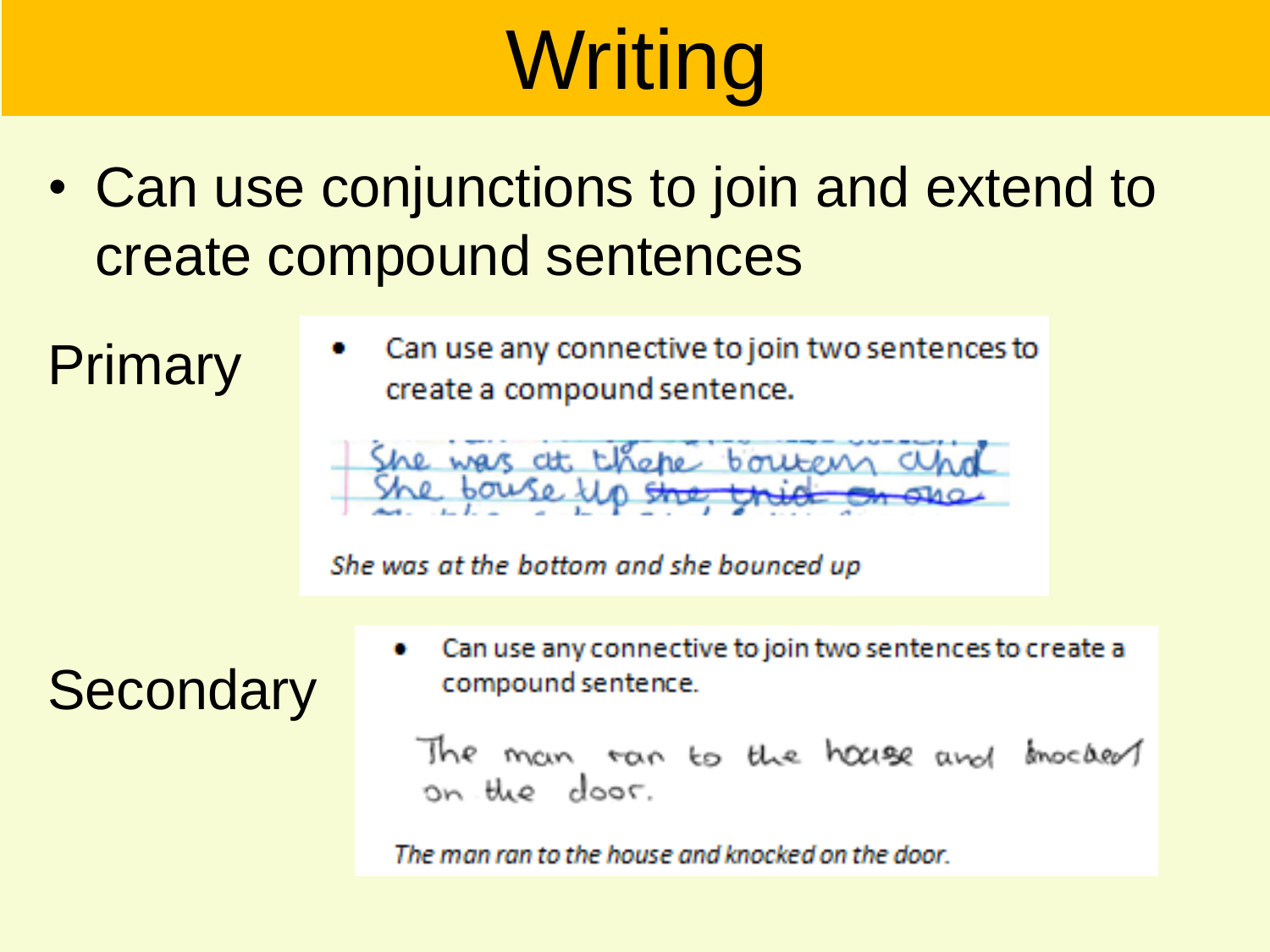# Writing

- Can use conjunctions to join and extend to create compound sentences

## Primary

- Can use any connective to join two sentences to create a compound sentence.

She was at thepe bouten and She bouse up ~~she thid on one~~

*She was at the bottom and she bounced up*

## Secondary

- Can use any connective to join two sentences to create a compound sentence.

The man ran to the house and knocked on the door.

*The man ran to the house and knocked on the door.*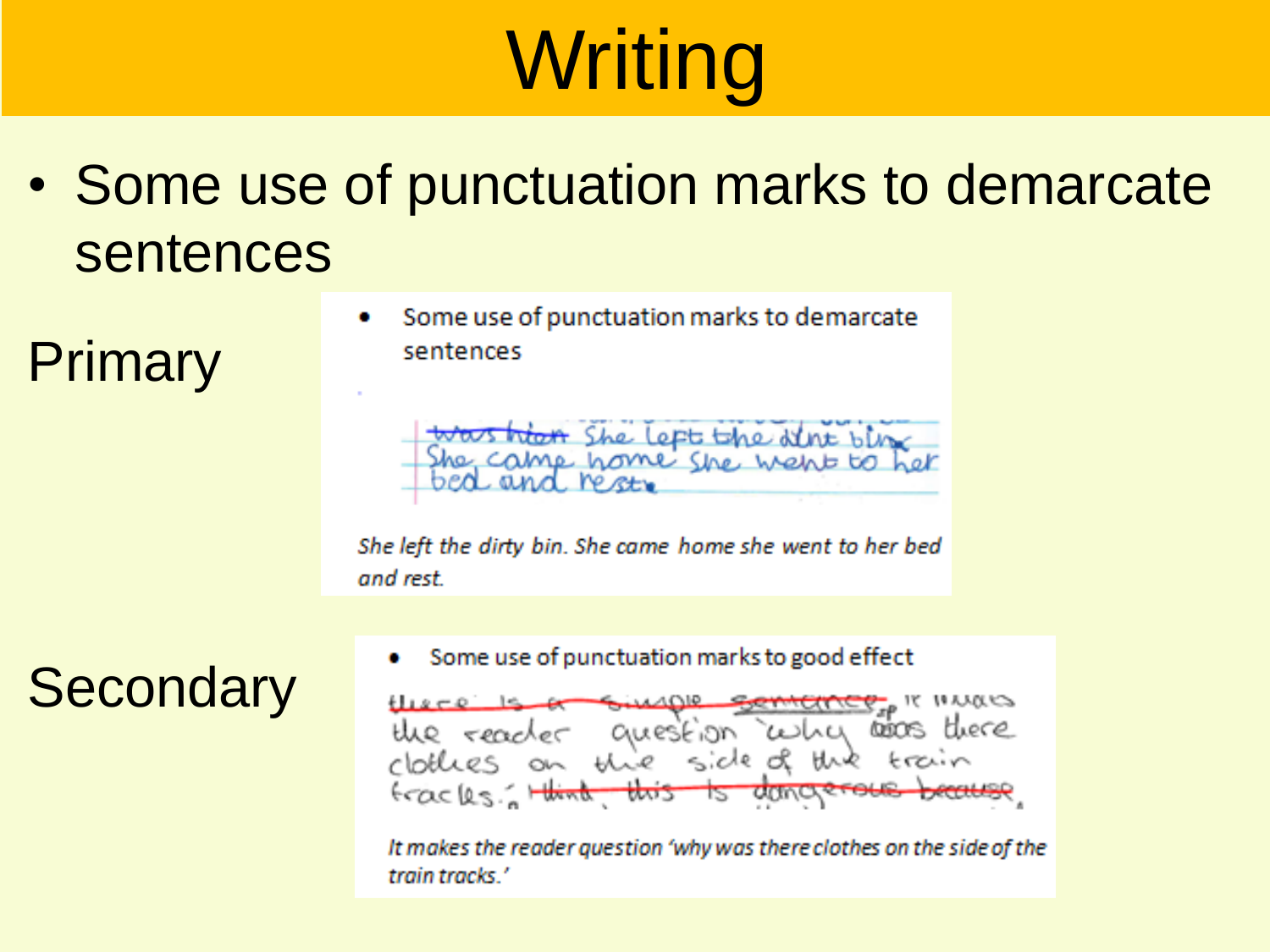# Writing

- Some use of punctuation marks to demarcate sentences

## Primary

- Some use of punctuation marks to demarcate sentences

*She left the dirty bin. She came home she went to her bed and rest.*

## Secondary

- Some use of punctuation marks to good effect

*It makes the reader question 'why was there clothes on the side of the train tracks.'*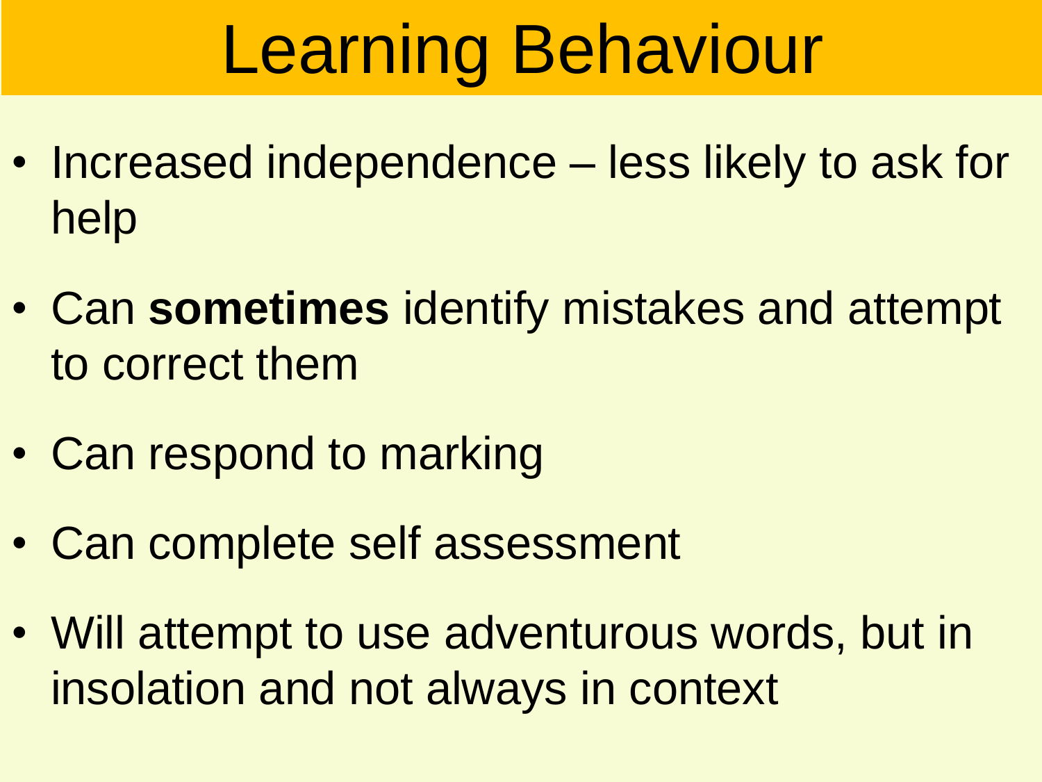# Learning Behaviour

- Increased independence – less likely to ask for help
- Can **sometimes** identify mistakes and attempt to correct them
- Can respond to marking
- Can complete self assessment
- Will attempt to use adventurous words, but in insolation and not always in context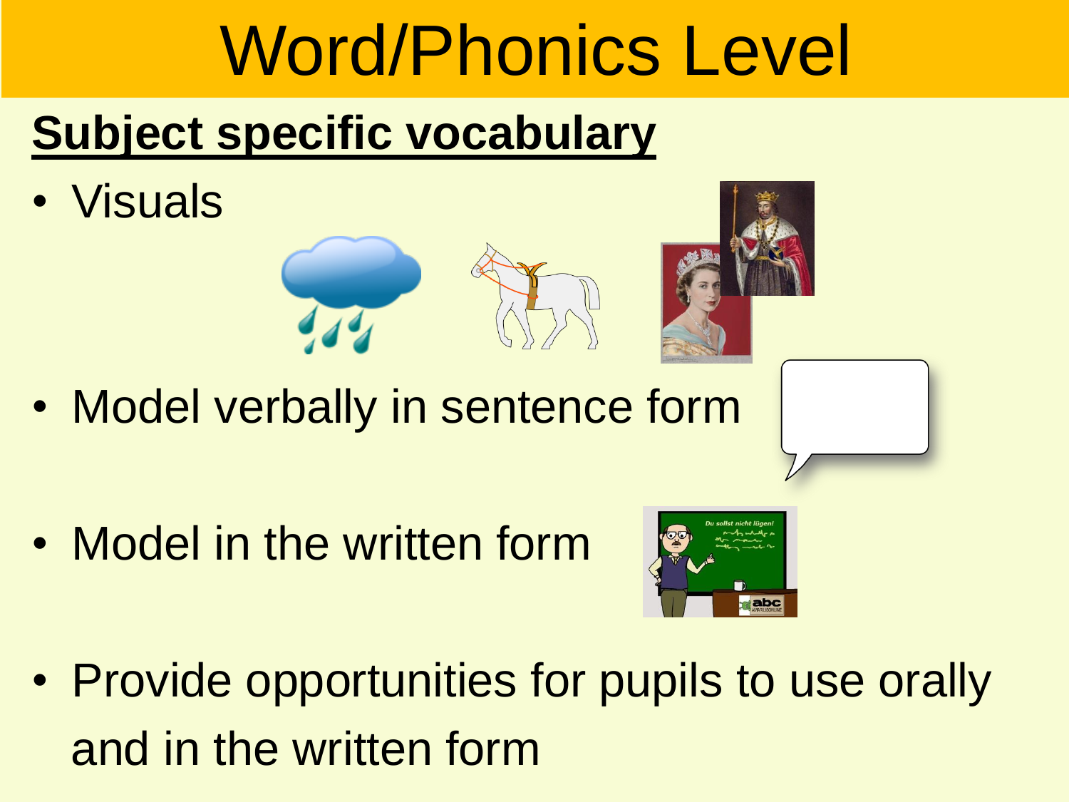# Word/Phonics Level

## Subject specific vocabulary

- Visuals
- Model verbally in sentence form
- Model in the written form
- Provide opportunities for pupils to use orally and in the written form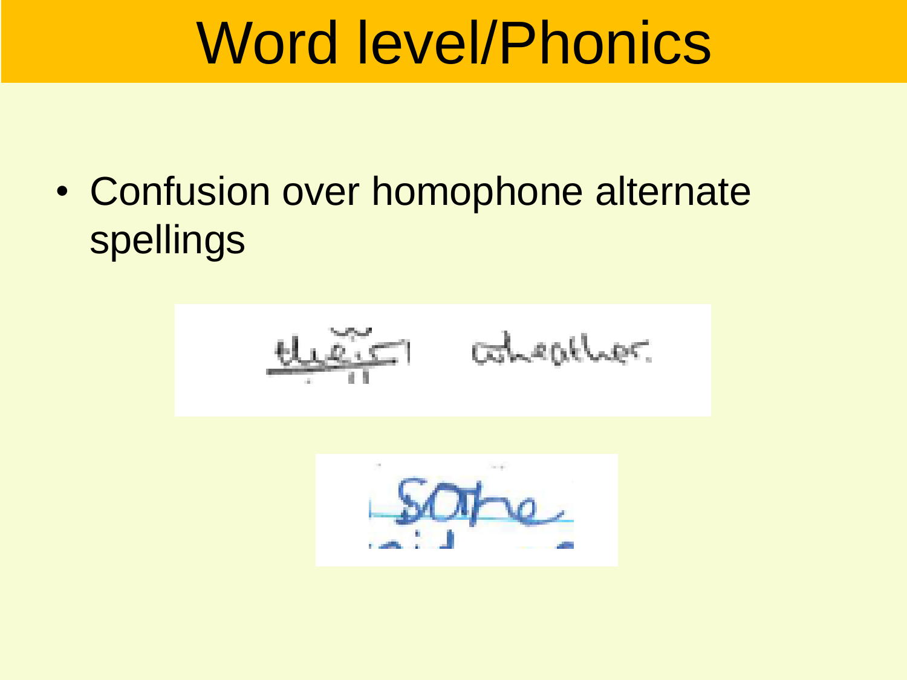# Word level/Phonics

- Confusion over homophone alternate spellings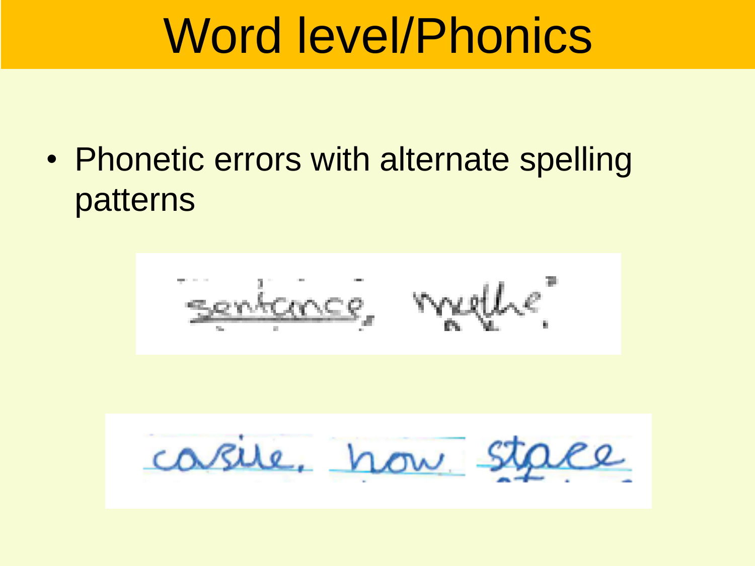# Word level/Phonics

- Phonetic errors with alternate spelling patterns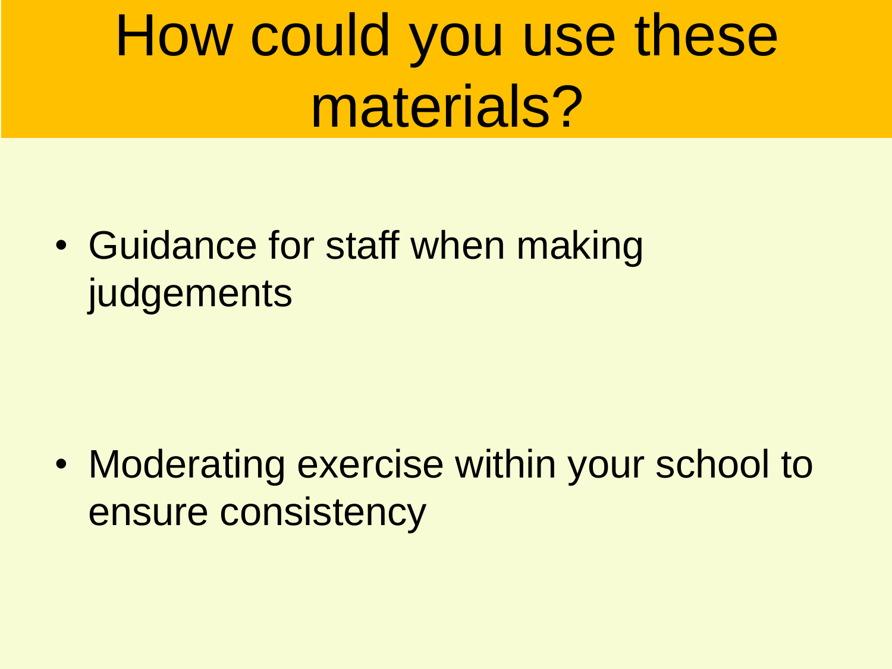# How could you use these materials?

- Guidance for staff when making judgements

- Moderating exercise within your school to ensure consistency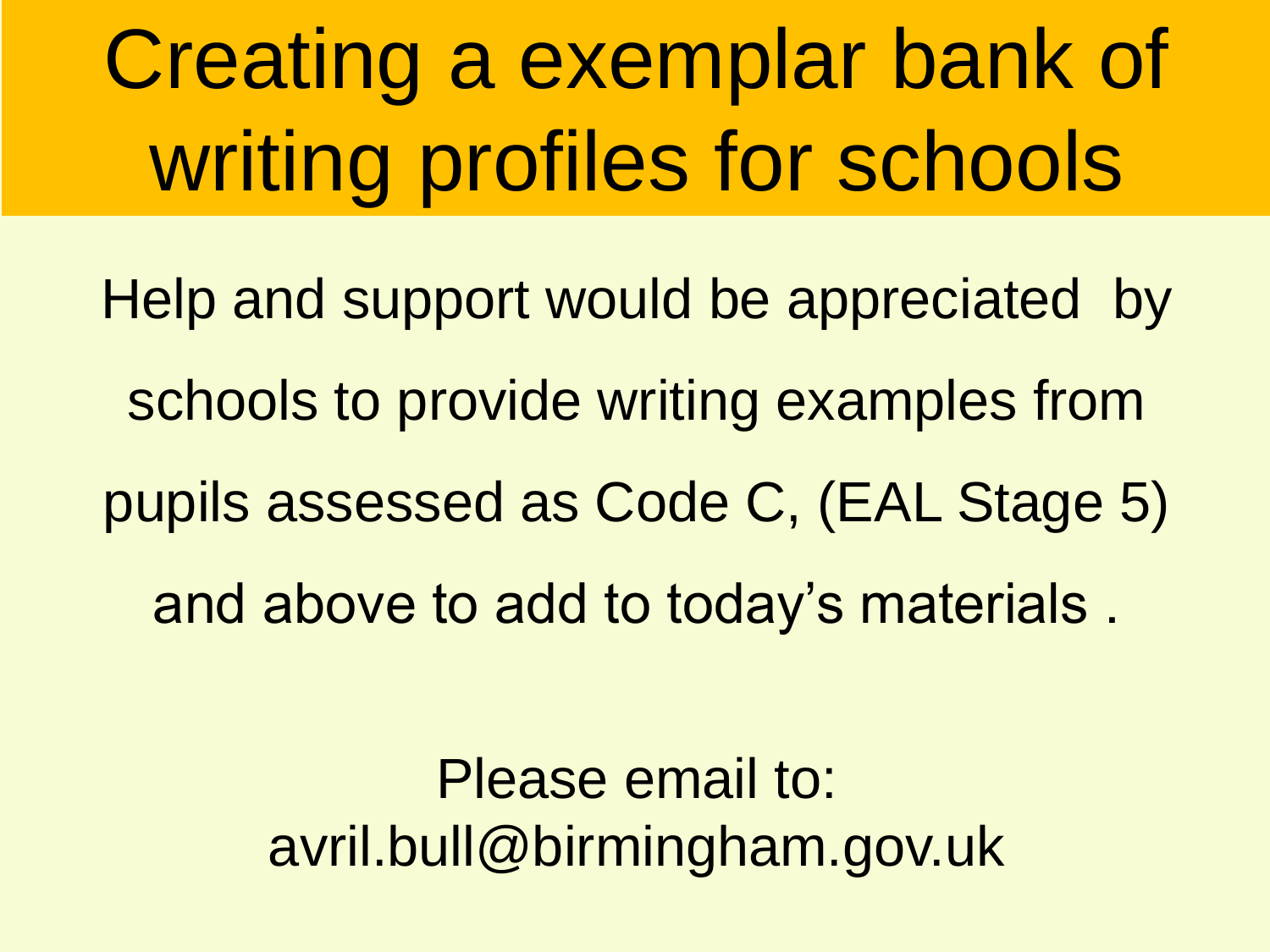# Creating a exemplar bank of writing profiles for schools

Help and support would be appreciated by schools to provide writing examples from pupils assessed as Code C, (EAL Stage 5) and above to add to today's materials .

Please email to:
avril.bull@birmingham.gov.uk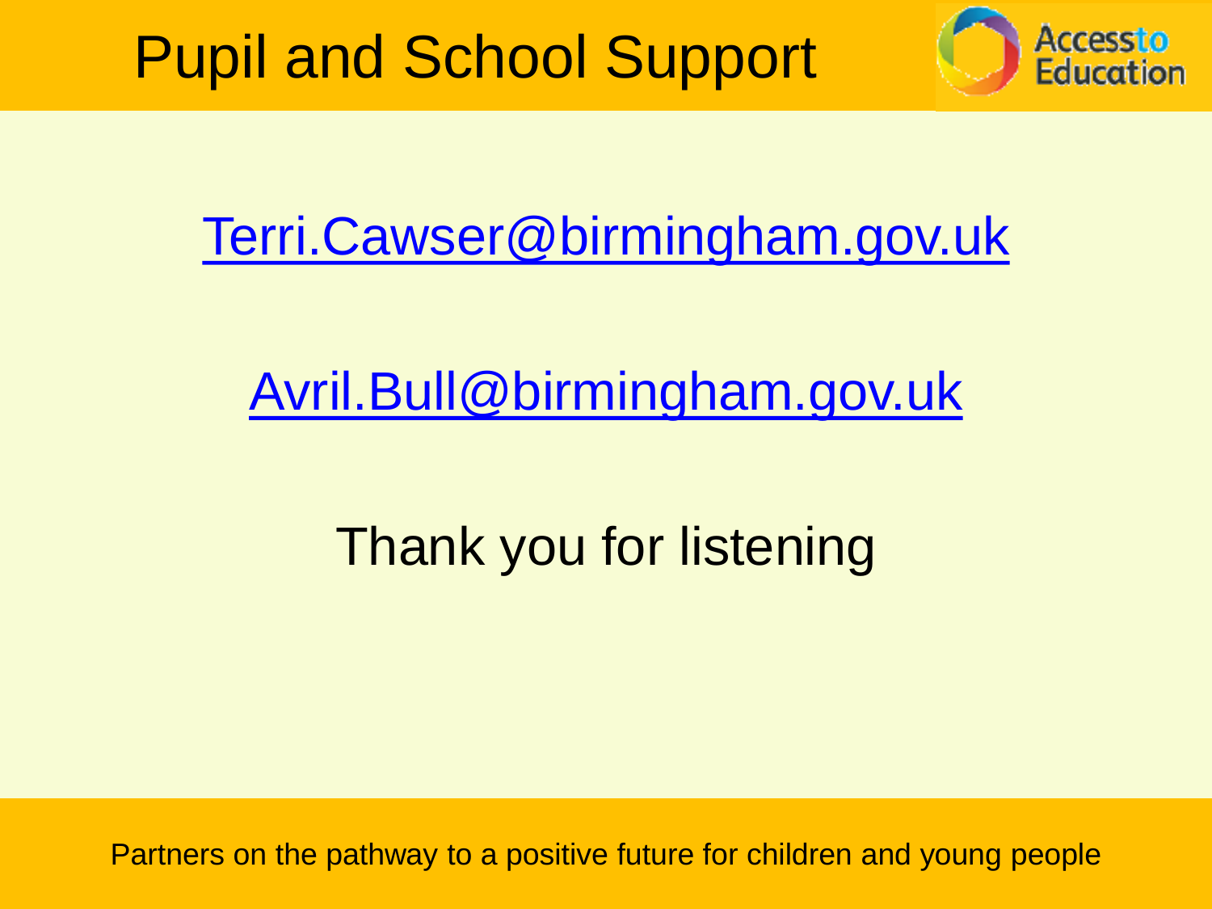# Pupil and School Support

Access to Education

[Terri.Cawser@birmingham.gov.uk](mailto:Terri.Cawser@birmingham.gov.uk)

[Avril.Bull@birmingham.gov.uk](mailto:Avril.Bull@birmingham.gov.uk)

Thank you for listening

Partners on the pathway to a positive future for children and young people